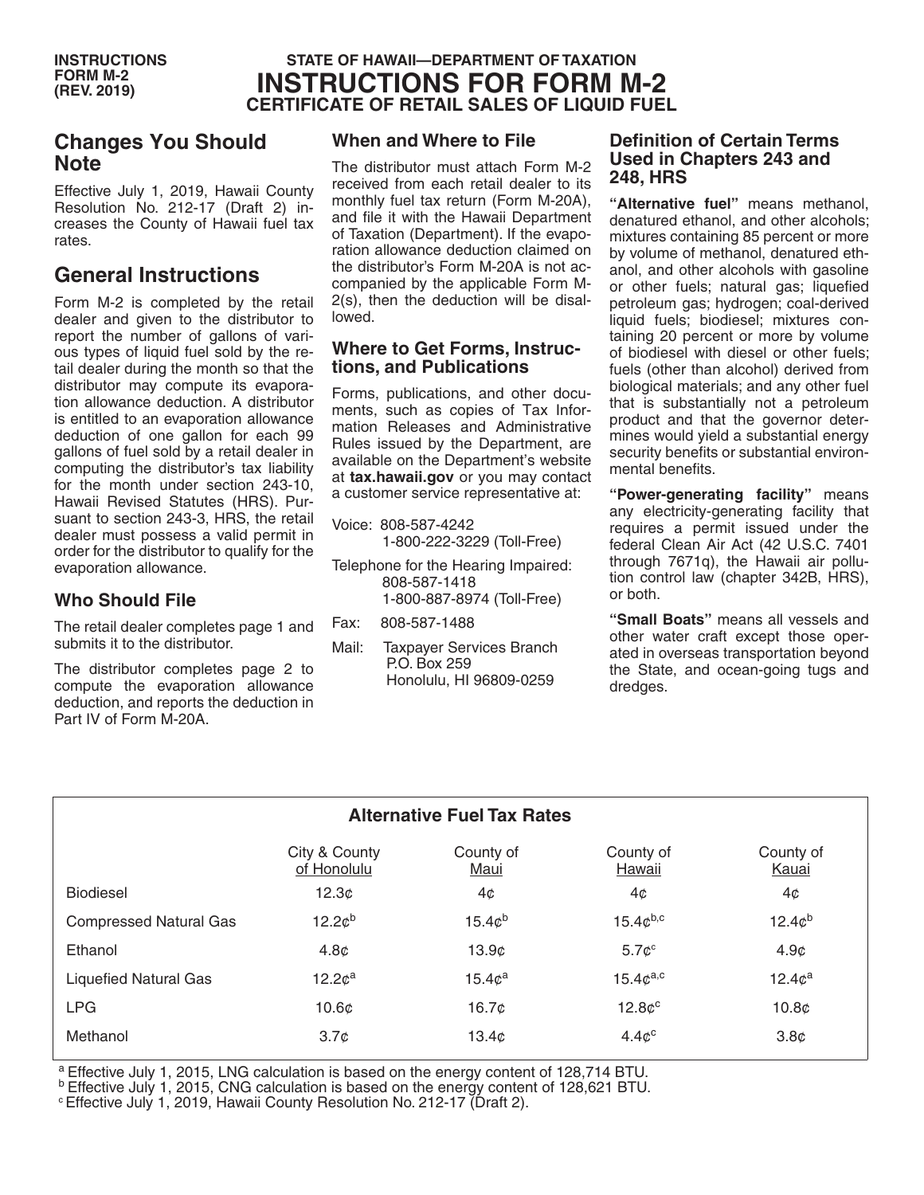INSTRUCTIONS FORM M-2 (REV. 2019)

STATE OF HAWAII—DEPARTMENT OF TAXATION

# INSTRUCTIONS FOR FORM M-2

## CERTIFICATE OF RETAIL SALES OF LIQUID FUEL

## Changes You Should Note

Effective July 1, 2019, Hawaii County Resolution No. 212-17 (Draft 2) increases the County of Hawaii fuel tax rates.

## General Instructions

Form M-2 is completed by the retail dealer and given to the distributor to report the number of gallons of various types of liquid fuel sold by the retail dealer during the month so that the distributor may compute its evaporation allowance deduction. A distributor is entitled to an evaporation allowance deduction of one gallon for each 99 gallons of fuel sold by a retail dealer in computing the distributor's tax liability for the month under section 243-10, Hawaii Revised Statutes (HRS). Pursuant to section 243-3, HRS, the retail dealer must possess a valid permit in order for the distributor to qualify for the evaporation allowance.

### Who Should File

The retail dealer completes page 1 and submits it to the distributor.

The distributor completes page 2 to compute the evaporation allowance deduction, and reports the deduction in Part IV of Form M-20A.

### When and Where to File

The distributor must attach Form M-2 received from each retail dealer to its monthly fuel tax return (Form M-20A), and file it with the Hawaii Department of Taxation (Department). If the evaporation allowance deduction claimed on the distributor's Form M-20A is not accompanied by the applicable Form M-2(s), then the deduction will be disallowed.

### Where to Get Forms, Instructions, and Publications

Forms, publications, and other documents, such as copies of Tax Information Releases and Administrative Rules issued by the Department, are available on the Department's website at **tax.hawaii.gov** or you may contact a customer service representative at:

Voice: 808-587-4242
1-800-222-3229 (Toll-Free)

Telephone for the Hearing Impaired:
808-587-1418
1-800-887-8974 (Toll-Free)

Fax: 808-587-1488

Mail: Taxpayer Services Branch
P.O. Box 259
Honolulu, HI 96809-0259

### Definition of Certain Terms Used in Chapters 243 and 248, HRS

**"Alternative fuel"** means methanol, denatured ethanol, and other alcohols; mixtures containing 85 percent or more by volume of methanol, denatured ethanol, and other alcohols with gasoline or other fuels; natural gas; liquefied petroleum gas; hydrogen; coal-derived liquid fuels; biodiesel; mixtures containing 20 percent or more by volume of biodiesel with diesel or other fuels; fuels (other than alcohol) derived from biological materials; and any other fuel that is substantially not a petroleum product and that the governor determines would yield a substantial energy security benefits or substantial environmental benefits.

**"Power-generating facility"** means any electricity-generating facility that requires a permit issued under the federal Clean Air Act (42 U.S.C. 7401 through 7671q), the Hawaii air pollution control law (chapter 342B, HRS), or both.

**"Small Boats"** means all vessels and other water craft except those operated in overseas transportation beyond the State, and ocean-going tugs and dredges.

**Alternative Fuel Tax Rates**

| | City & County of Honolulu | County of Maui | County of Hawaii | County of Kauai |
|---|---|---|---|---|
| Biodiesel | 12.3¢ | 4¢ | 4¢ | 4¢ |
| Compressed Natural Gas | 12.2¢[b] | 15.4¢[b] | 15.4¢[b,c] | 12.4¢[b] |
| Ethanol | 4.8¢ | 13.9¢ | 5.7¢[c] | 4.9¢ |
| Liquefied Natural Gas | 12.2¢[a] | 15.4¢[a] | 15.4¢[a,c] | 12.4¢[a] |
| LPG | 10.6¢ | 16.7¢ | 12.8¢[c] | 10.8¢ |
| Methanol | 3.7¢ | 13.4¢ | 4.4¢[c] | 3.8¢ |

[a] Effective July 1, 2015, LNG calculation is based on the energy content of 128,714 BTU.
[b] Effective July 1, 2015, CNG calculation is based on the energy content of 128,621 BTU.
[c] Effective July 1, 2019, Hawaii County Resolution No. 212-17 (Draft 2).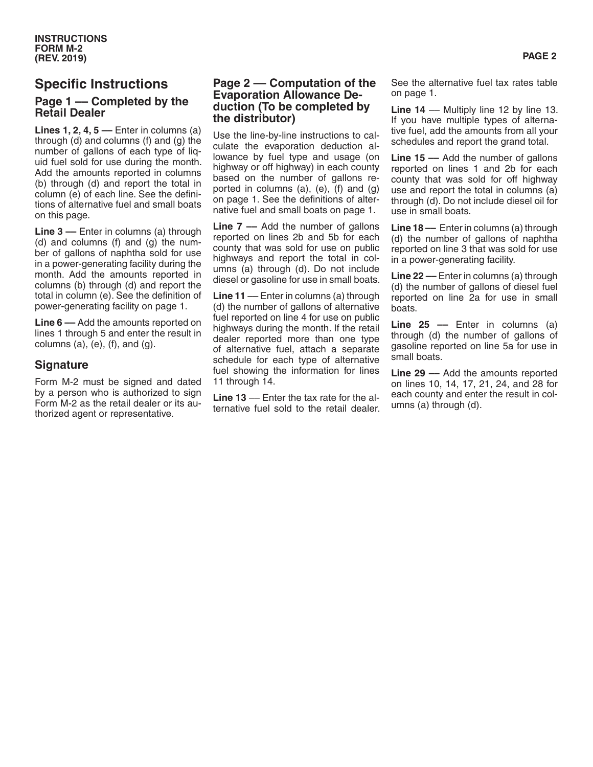# Specific Instructions

## Page 1 — Completed by the Retail Dealer

**Lines 1, 2, 4, 5 —** Enter in columns (a) through (d) and columns (f) and (g) the number of gallons of each type of liquid fuel sold for use during the month. Add the amounts reported in columns (b) through (d) and report the total in column (e) of each line. See the definitions of alternative fuel and small boats on this page.

**Line 3 —** Enter in columns (a) through (d) and columns (f) and (g) the number of gallons of naphtha sold for use in a power-generating facility during the month. Add the amounts reported in columns (b) through (d) and report the total in column (e). See the definition of power-generating facility on page 1.

**Line 6 —** Add the amounts reported on lines 1 through 5 and enter the result in columns (a), (e), (f), and (g).

## Signature

Form M-2 must be signed and dated by a person who is authorized to sign Form M-2 as the retail dealer or its authorized agent or representative.

## Page 2 — Computation of the Evaporation Allowance Deduction (To be completed by the distributor)

Use the line-by-line instructions to calculate the evaporation deduction allowance by fuel type and usage (on highway or off highway) in each county based on the number of gallons reported in columns (a), (e), (f) and (g) on page 1. See the definitions of alternative fuel and small boats on page 1.

**Line 7 —** Add the number of gallons reported on lines 2b and 5b for each county that was sold for use on public highways and report the total in columns (a) through (d). Do not include diesel or gasoline for use in small boats.

**Line 11** — Enter in columns (a) through (d) the number of gallons of alternative fuel reported on line 4 for use on public highways during the month. If the retail dealer reported more than one type of alternative fuel, attach a separate schedule for each type of alternative fuel showing the information for lines 11 through 14.

**Line 13** — Enter the tax rate for the alternative fuel sold to the retail dealer. See the alternative fuel tax rates table on page 1.

**Line 14** — Multiply line 12 by line 13. If you have multiple types of alternative fuel, add the amounts from all your schedules and report the grand total.

**Line 15 —** Add the number of gallons reported on lines 1 and 2b for each county that was sold for off highway use and report the total in columns (a) through (d). Do not include diesel oil for use in small boats.

**Line 18 —** Enter in columns (a) through (d) the number of gallons of naphtha reported on line 3 that was sold for use in a power-generating facility.

**Line 22 —** Enter in columns (a) through (d) the number of gallons of diesel fuel reported on line 2a for use in small boats.

**Line 25 —** Enter in columns (a) through (d) the number of gallons of gasoline reported on line 5a for use in small boats.

**Line 29 —** Add the amounts reported on lines 10, 14, 17, 21, 24, and 28 for each county and enter the result in columns (a) through (d).